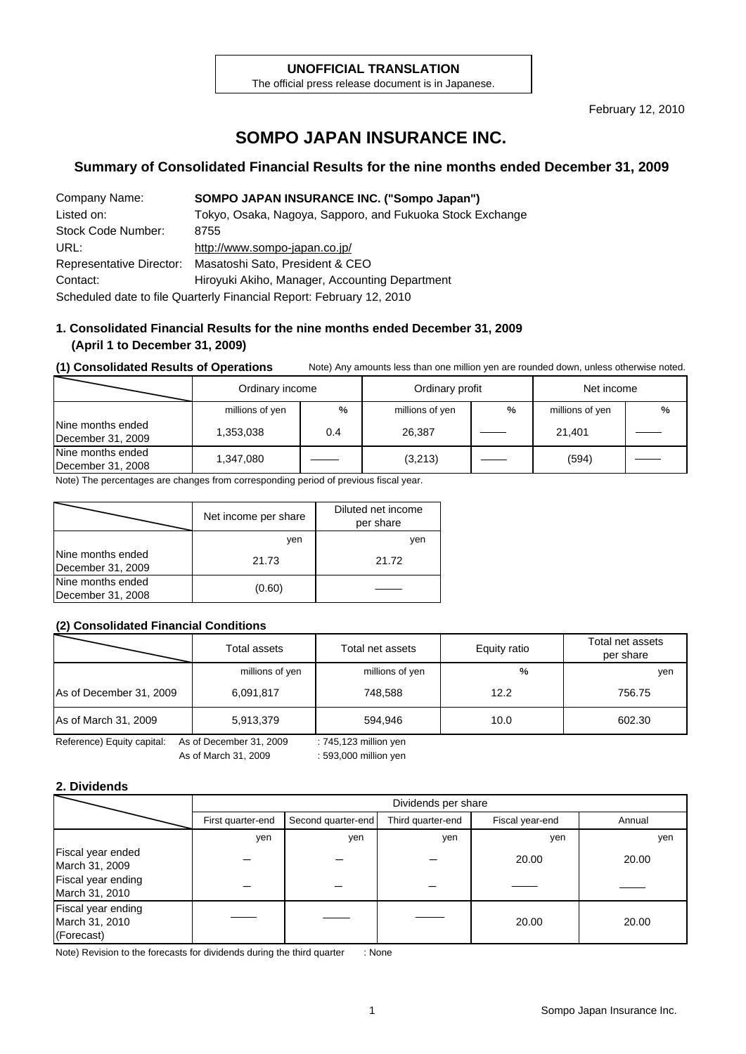**UNOFFICIAL TRANSLATION**
The official press release document is in Japanese.

February 12, 2010

# SOMPO JAPAN INSURANCE INC.

## Summary of Consolidated Financial Results for the nine months ended December 31, 2009

| | |
|---|---|
| Company Name: | **SOMPO JAPAN INSURANCE INC. ("Sompo Japan")** |
| Listed on: | Tokyo, Osaka, Nagoya, Sapporo, and Fukuoka Stock Exchange |
| Stock Code Number: | 8755 |
| URL: | http://www.sompo-japan.co.jp/ |
| Representative Director: | Masatoshi Sato, President & CEO |
| Contact: | Hiroyuki Akiho, Manager, Accounting Department |

Scheduled date to file Quarterly Financial Report: February 12, 2010

### 1. Consolidated Financial Results for the nine months ended December 31, 2009 (April 1 to December 31, 2009)

**(1) Consolidated Results of Operations**

Note) Any amounts less than one million yen are rounded down, unless otherwise noted.

| | Ordinary income | | Ordinary profit | | Net income | |
|---|---|---|---|---|---|---|
| | millions of yen | % | millions of yen | % | millions of yen | % |
| Nine months ended December 31, 2009 | 1,353,038 | 0.4 | 26,387 | ―― | 21,401 | ―― |
| Nine months ended December 31, 2008 | 1,347,080 | ―― | (3,213) | ―― | (594) | ―― |

Note) The percentages are changes from corresponding period of previous fiscal year.

| | Net income per share | Diluted net income per share |
|---|---|---|
| | yen | yen |
| Nine months ended December 31, 2009 | 21.73 | 21.72 |
| Nine months ended December 31, 2008 | (0.60) | ―― |

**(2) Consolidated Financial Conditions**

| | Total assets | Total net assets | Equity ratio | Total net assets per share |
|---|---|---|---|---|
| | millions of yen | millions of yen | % | yen |
| As of December 31, 2009 | 6,091,817 | 748,588 | 12.2 | 756.75 |
| As of March 31, 2009 | 5,913,379 | 594,946 | 10.0 | 602.30 |

Reference) Equity capital: As of December 31, 2009 : 745,123 million yen
As of March 31, 2009 : 593,000 million yen

### 2. Dividends

| | Dividends per share | | | | |
|---|---|---|---|---|---|
| | First quarter-end | Second quarter-end | Third quarter-end | Fiscal year-end | Annual |
| | yen | yen | yen | yen | yen |
| Fiscal year ended March 31, 2009 | – | – | – | 20.00 | 20.00 |
| Fiscal year ending March 31, 2010 | – | – | – | ―― | ―― |
| Fiscal year ending March 31, 2010 (Forecast) | ―― | ―― | ―― | 20.00 | 20.00 |

Note) Revision to the forecasts for dividends during the third quarter : None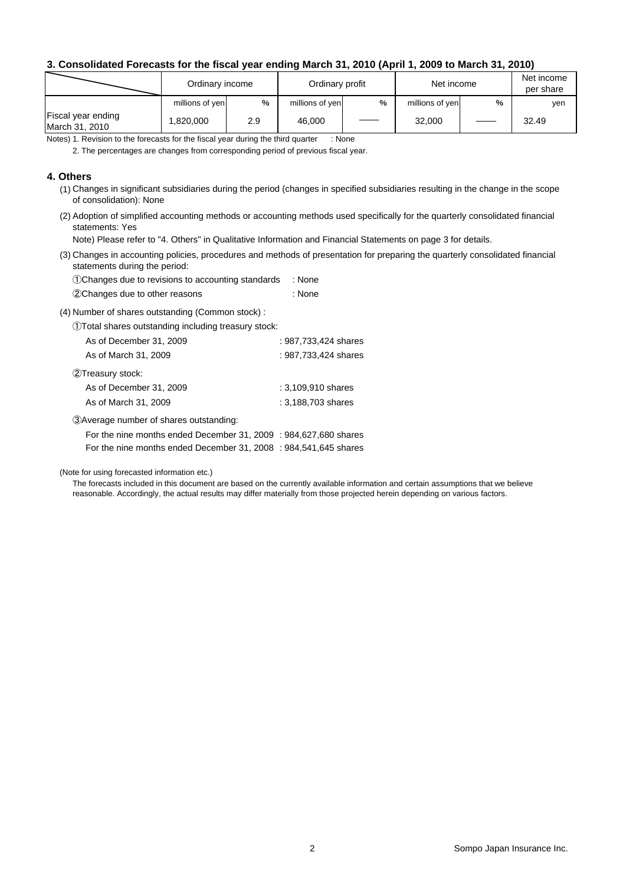### 3. Consolidated Forecasts for the fiscal year ending March 31, 2010 (April 1, 2009 to March 31, 2010)

| | Ordinary income | | Ordinary profit | | Net income | | Net income per share |
|---|---|---|---|---|---|---|---|
| | millions of yen | % | millions of yen | % | millions of yen | % | yen |
| Fiscal year ending March 31, 2010 | 1,820,000 | 2.9 | 46,000 | ―― | 32,000 | ―― | 32.49 |

Notes) 1. Revision to the forecasts for the fiscal year during the third quarter : None

2. The percentages are changes from corresponding period of previous fiscal year.

### 4. Others

(1) Changes in significant subsidiaries during the period (changes in specified subsidiaries resulting in the change in the scope of consolidation): None

(2) Adoption of simplified accounting methods or accounting methods used specifically for the quarterly consolidated financial statements: Yes

Note) Please refer to "4. Others" in Qualitative Information and Financial Statements on page 3 for details.

(3) Changes in accounting policies, procedures and methods of presentation for preparing the quarterly consolidated financial statements during the period:

①Changes due to revisions to accounting standards : None

②Changes due to other reasons : None

(4) Number of shares outstanding (Common stock) :

①Total shares outstanding including treasury stock:

As of December 31, 2009 : 987,733,424 shares

As of March 31, 2009 : 987,733,424 shares

②Treasury stock:

As of December 31, 2009 : 3,109,910 shares

As of March 31, 2009 : 3,188,703 shares

③Average number of shares outstanding:

For the nine months ended December 31, 2009 : 984,627,680 shares

For the nine months ended December 31, 2008 : 984,541,645 shares

(Note for using forecasted information etc.)

The forecasts included in this document are based on the currently available information and certain assumptions that we believe reasonable. Accordingly, the actual results may differ materially from those projected herein depending on various factors.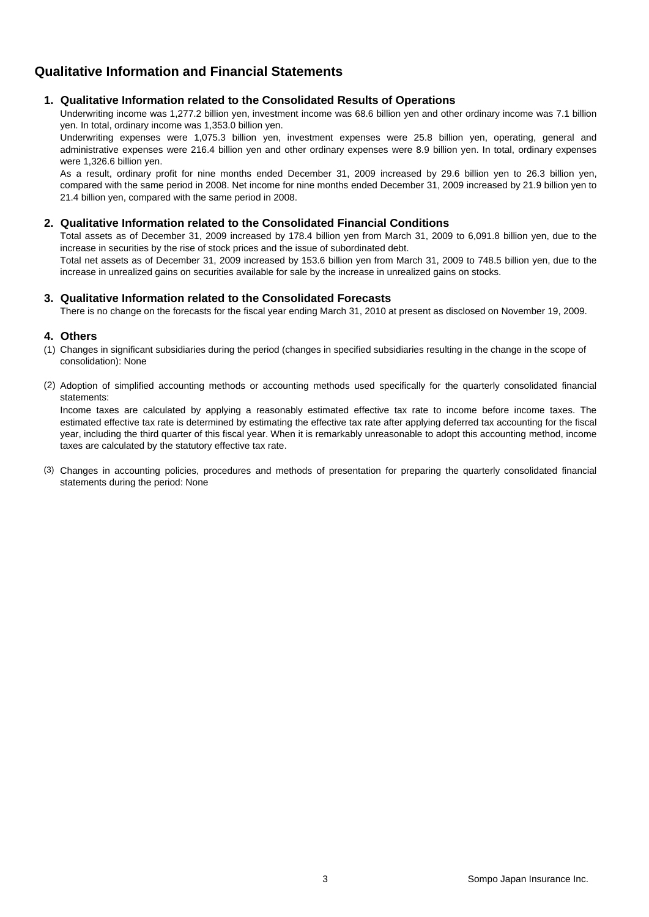# Qualitative Information and Financial Statements

## 1. Qualitative Information related to the Consolidated Results of Operations

Underwriting income was 1,277.2 billion yen, investment income was 68.6 billion yen and other ordinary income was 7.1 billion yen. In total, ordinary income was 1,353.0 billion yen.

Underwriting expenses were 1,075.3 billion yen, investment expenses were 25.8 billion yen, operating, general and administrative expenses were 216.4 billion yen and other ordinary expenses were 8.9 billion yen. In total, ordinary expenses were 1,326.6 billion yen.

As a result, ordinary profit for nine months ended December 31, 2009 increased by 29.6 billion yen to 26.3 billion yen, compared with the same period in 2008. Net income for nine months ended December 31, 2009 increased by 21.9 billion yen to 21.4 billion yen, compared with the same period in 2008.

## 2. Qualitative Information related to the Consolidated Financial Conditions

Total assets as of December 31, 2009 increased by 178.4 billion yen from March 31, 2009 to 6,091.8 billion yen, due to the increase in securities by the rise of stock prices and the issue of subordinated debt.

Total net assets as of December 31, 2009 increased by 153.6 billion yen from March 31, 2009 to 748.5 billion yen, due to the increase in unrealized gains on securities available for sale by the increase in unrealized gains on stocks.

## 3. Qualitative Information related to the Consolidated Forecasts

There is no change on the forecasts for the fiscal year ending March 31, 2010 at present as disclosed on November 19, 2009.

## 4. Others

(1) Changes in significant subsidiaries during the period (changes in specified subsidiaries resulting in the change in the scope of consolidation): None

(2) Adoption of simplified accounting methods or accounting methods used specifically for the quarterly consolidated financial statements:

Income taxes are calculated by applying a reasonably estimated effective tax rate to income before income taxes. The estimated effective tax rate is determined by estimating the effective tax rate after applying deferred tax accounting for the fiscal year, including the third quarter of this fiscal year. When it is remarkably unreasonable to adopt this accounting method, income taxes are calculated by the statutory effective tax rate.

(3) Changes in accounting policies, procedures and methods of presentation for preparing the quarterly consolidated financial statements during the period: None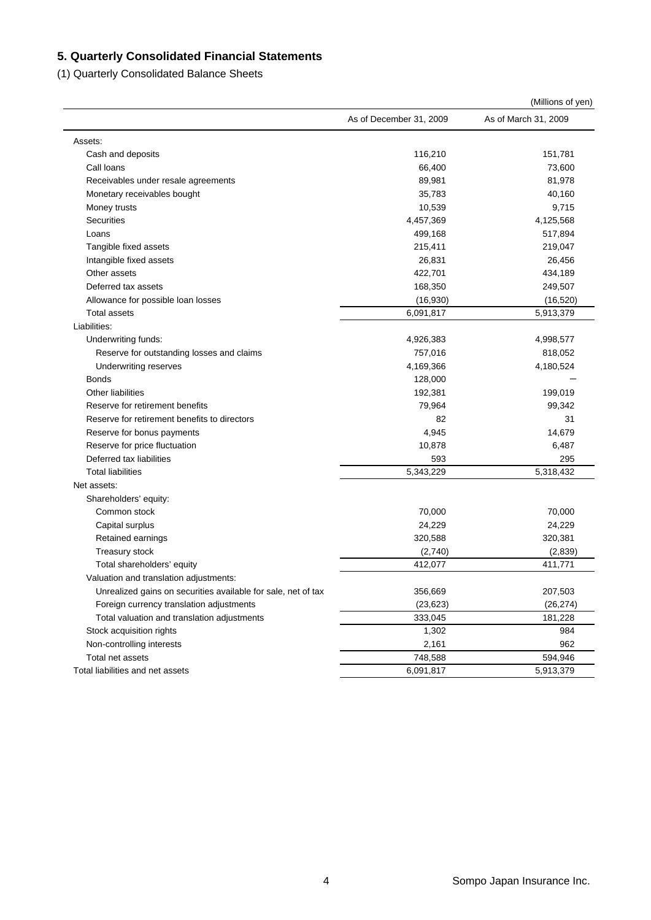## 5. Quarterly Consolidated Financial Statements

(1) Quarterly Consolidated Balance Sheets

(Millions of yen)

| | As of December 31, 2009 | As of March 31, 2009 |
|---|---|---|
| Assets: | | |
| Cash and deposits | 116,210 | 151,781 |
| Call loans | 66,400 | 73,600 |
| Receivables under resale agreements | 89,981 | 81,978 |
| Monetary receivables bought | 35,783 | 40,160 |
| Money trusts | 10,539 | 9,715 |
| Securities | 4,457,369 | 4,125,568 |
| Loans | 499,168 | 517,894 |
| Tangible fixed assets | 215,411 | 219,047 |
| Intangible fixed assets | 26,831 | 26,456 |
| Other assets | 422,701 | 434,189 |
| Deferred tax assets | 168,350 | 249,507 |
| Allowance for possible loan losses | (16,930) | (16,520) |
| Total assets | 6,091,817 | 5,913,379 |
| Liabilities: | | |
| Underwriting funds: | 4,926,383 | 4,998,577 |
| Reserve for outstanding losses and claims | 757,016 | 818,052 |
| Underwriting reserves | 4,169,366 | 4,180,524 |
| Bonds | 128,000 | − |
| Other liabilities | 192,381 | 199,019 |
| Reserve for retirement benefits | 79,964 | 99,342 |
| Reserve for retirement benefits to directors | 82 | 31 |
| Reserve for bonus payments | 4,945 | 14,679 |
| Reserve for price fluctuation | 10,878 | 6,487 |
| Deferred tax liabilities | 593 | 295 |
| Total liabilities | 5,343,229 | 5,318,432 |
| Net assets: | | |
| Shareholders' equity: | | |
| Common stock | 70,000 | 70,000 |
| Capital surplus | 24,229 | 24,229 |
| Retained earnings | 320,588 | 320,381 |
| Treasury stock | (2,740) | (2,839) |
| Total shareholders' equity | 412,077 | 411,771 |
| Valuation and translation adjustments: | | |
| Unrealized gains on securities available for sale, net of tax | 356,669 | 207,503 |
| Foreign currency translation adjustments | (23,623) | (26,274) |
| Total valuation and translation adjustments | 333,045 | 181,228 |
| Stock acquisition rights | 1,302 | 984 |
| Non-controlling interests | 2,161 | 962 |
| Total net assets | 748,588 | 594,946 |
| Total liabilities and net assets | 6,091,817 | 5,913,379 |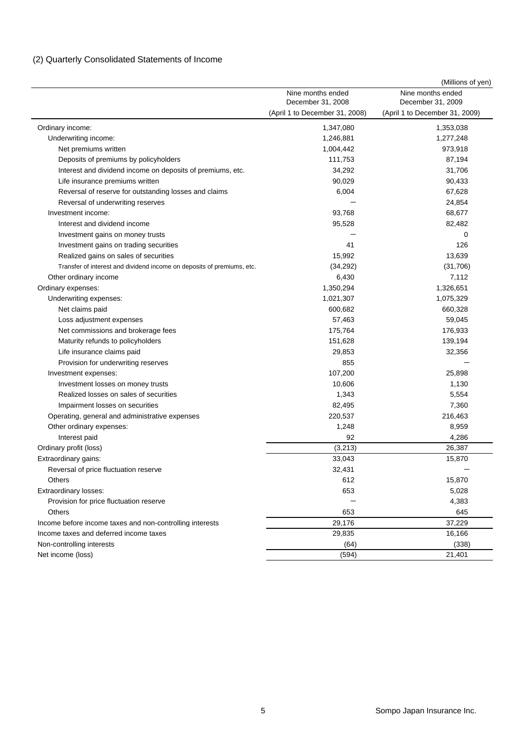## (2) Quarterly Consolidated Statements of Income

(Millions of yen)

| | Nine months ended December 31, 2008 (April 1 to December 31, 2008) | Nine months ended December 31, 2009 (April 1 to December 31, 2009) |
|---|---|---|
| Ordinary income: | 1,347,080 | 1,353,038 |
| Underwriting income: | 1,246,881 | 1,277,248 |
| Net premiums written | 1,004,442 | 973,918 |
| Deposits of premiums by policyholders | 111,753 | 87,194 |
| Interest and dividend income on deposits of premiums, etc. | 34,292 | 31,706 |
| Life insurance premiums written | 90,029 | 90,433 |
| Reversal of reserve for outstanding losses and claims | 6,004 | 67,628 |
| Reversal of underwriting reserves | － | 24,854 |
| Investment income: | 93,768 | 68,677 |
| Interest and dividend income | 95,528 | 82,482 |
| Investment gains on money trusts | － | 0 |
| Investment gains on trading securities | 41 | 126 |
| Realized gains on sales of securities | 15,992 | 13,639 |
| Transfer of interest and dividend income on deposits of premiums, etc. | (34,292) | (31,706) |
| Other ordinary income | 6,430 | 7,112 |
| Ordinary expenses: | 1,350,294 | 1,326,651 |
| Underwriting expenses: | 1,021,307 | 1,075,329 |
| Net claims paid | 600,682 | 660,328 |
| Loss adjustment expenses | 57,463 | 59,045 |
| Net commissions and brokerage fees | 175,764 | 176,933 |
| Maturity refunds to policyholders | 151,628 | 139,194 |
| Life insurance claims paid | 29,853 | 32,356 |
| Provision for underwriting reserves | 855 | － |
| Investment expenses: | 107,200 | 25,898 |
| Investment losses on money trusts | 10,606 | 1,130 |
| Realized losses on sales of securities | 1,343 | 5,554 |
| Impairment losses on securities | 82,495 | 7,360 |
| Operating, general and administrative expenses | 220,537 | 216,463 |
| Other ordinary expenses: | 1,248 | 8,959 |
| Interest paid | 92 | 4,286 |
| Ordinary profit (loss) | (3,213) | 26,387 |
| Extraordinary gains: | 33,043 | 15,870 |
| Reversal of price fluctuation reserve | 32,431 | － |
| Others | 612 | 15,870 |
| Extraordinary losses: | 653 | 5,028 |
| Provision for price fluctuation reserve | － | 4,383 |
| Others | 653 | 645 |
| Income before income taxes and non-controlling interests | 29,176 | 37,229 |
| Income taxes and deferred income taxes | 29,835 | 16,166 |
| Non-controlling interests | (64) | (338) |
| Net income (loss) | (594) | 21,401 |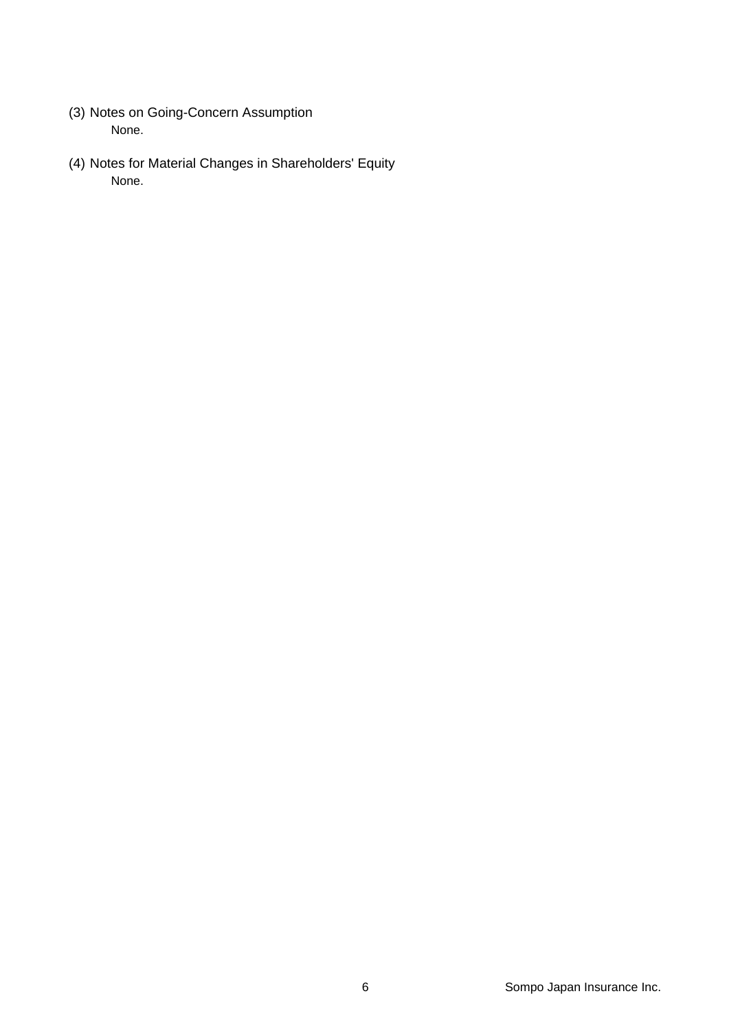(3) Notes on Going-Concern Assumption

None.

(4) Notes for Material Changes in Shareholders' Equity

None.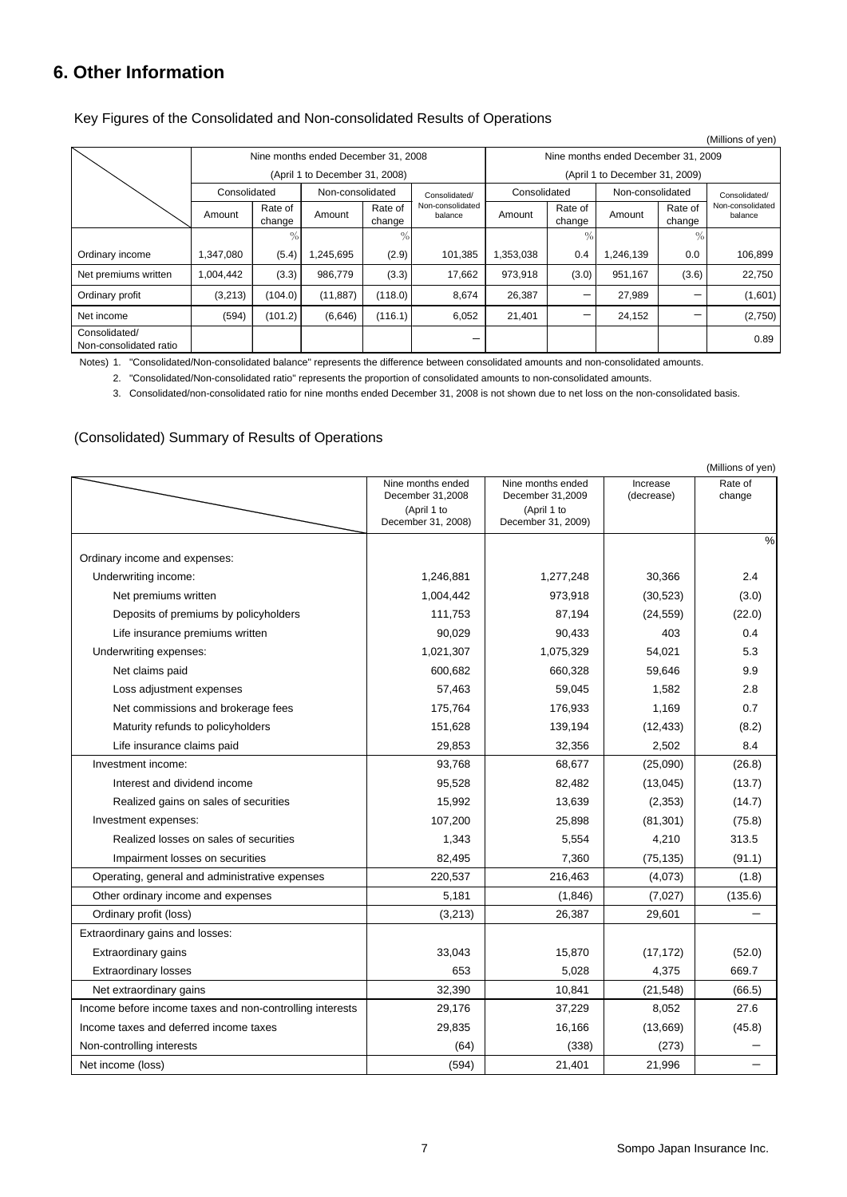# 6. Other Information

Key Figures of the Consolidated and Non-consolidated Results of Operations

(Millions of yen)

| | Nine months ended December 31, 2008 (April 1 to December 31, 2008) | | | | | Nine months ended December 31, 2009 (April 1 to December 31, 2009) | | | | |
|---|---|---|---|---|---|---|---|---|---|---|
| | Consolidated | | Non-consolidated | | Consolidated/ Non-consolidated balance | Consolidated | | Non-consolidated | | Consolidated/ Non-consolidated balance |
| | Amount | Rate of change | Amount | Rate of change | | Amount | Rate of change | Amount | Rate of change | |
| | | % | | % | | | % | | % | |
| Ordinary income | 1,347,080 | (5.4) | 1,245,695 | (2.9) | 101,385 | 1,353,038 | 0.4 | 1,246,139 | 0.0 | 106,899 |
| Net premiums written | 1,004,442 | (3.3) | 986,779 | (3.3) | 17,662 | 973,918 | (3.0) | 951,167 | (3.6) | 22,750 |
| Ordinary profit | (3,213) | (104.0) | (11,887) | (118.0) | 8,674 | 26,387 | － | 27,989 | － | (1,601) |
| Net income | (594) | (101.2) | (6,646) | (116.1) | 6,052 | 21,401 | － | 24,152 | － | (2,750) |
| Consolidated/ Non-consolidated ratio | | | | | － | | | | | 0.89 |

Notes) 1. "Consolidated/Non-consolidated balance" represents the difference between consolidated amounts and non-consolidated amounts.

2. "Consolidated/Non-consolidated ratio" represents the proportion of consolidated amounts to non-consolidated amounts.

3. Consolidated/non-consolidated ratio for nine months ended December 31, 2008 is not shown due to net loss on the non-consolidated basis.

(Consolidated) Summary of Results of Operations

(Millions of yen)

| | Nine months ended December 31,2008 (April 1 to December 31, 2008) | Nine months ended December 31,2009 (April 1 to December 31, 2009) | Increase (decrease) | Rate of change |
|---|---|---|---|---|
| | | | | % |
| Ordinary income and expenses: | | | | |
| Underwriting income: | 1,246,881 | 1,277,248 | 30,366 | 2.4 |
| Net premiums written | 1,004,442 | 973,918 | (30,523) | (3.0) |
| Deposits of premiums by policyholders | 111,753 | 87,194 | (24,559) | (22.0) |
| Life insurance premiums written | 90,029 | 90,433 | 403 | 0.4 |
| Underwriting expenses: | 1,021,307 | 1,075,329 | 54,021 | 5.3 |
| Net claims paid | 600,682 | 660,328 | 59,646 | 9.9 |
| Loss adjustment expenses | 57,463 | 59,045 | 1,582 | 2.8 |
| Net commissions and brokerage fees | 175,764 | 176,933 | 1,169 | 0.7 |
| Maturity refunds to policyholders | 151,628 | 139,194 | (12,433) | (8.2) |
| Life insurance claims paid | 29,853 | 32,356 | 2,502 | 8.4 |
| Investment income: | 93,768 | 68,677 | (25,090) | (26.8) |
| Interest and dividend income | 95,528 | 82,482 | (13,045) | (13.7) |
| Realized gains on sales of securities | 15,992 | 13,639 | (2,353) | (14.7) |
| Investment expenses: | 107,200 | 25,898 | (81,301) | (75.8) |
| Realized losses on sales of securities | 1,343 | 5,554 | 4,210 | 313.5 |
| Impairment losses on securities | 82,495 | 7,360 | (75,135) | (91.1) |
| Operating, general and administrative expenses | 220,537 | 216,463 | (4,073) | (1.8) |
| Other ordinary income and expenses | 5,181 | (1,846) | (7,027) | (135.6) |
| Ordinary profit (loss) | (3,213) | 26,387 | 29,601 | － |
| Extraordinary gains and losses: | | | | |
| Extraordinary gains | 33,043 | 15,870 | (17,172) | (52.0) |
| Extraordinary losses | 653 | 5,028 | 4,375 | 669.7 |
| Net extraordinary gains | 32,390 | 10,841 | (21,548) | (66.5) |
| Income before income taxes and non-controlling interests | 29,176 | 37,229 | 8,052 | 27.6 |
| Income taxes and deferred income taxes | 29,835 | 16,166 | (13,669) | (45.8) |
| Non-controlling interests | (64) | (338) | (273) | － |
| Net income (loss) | (594) | 21,401 | 21,996 | － |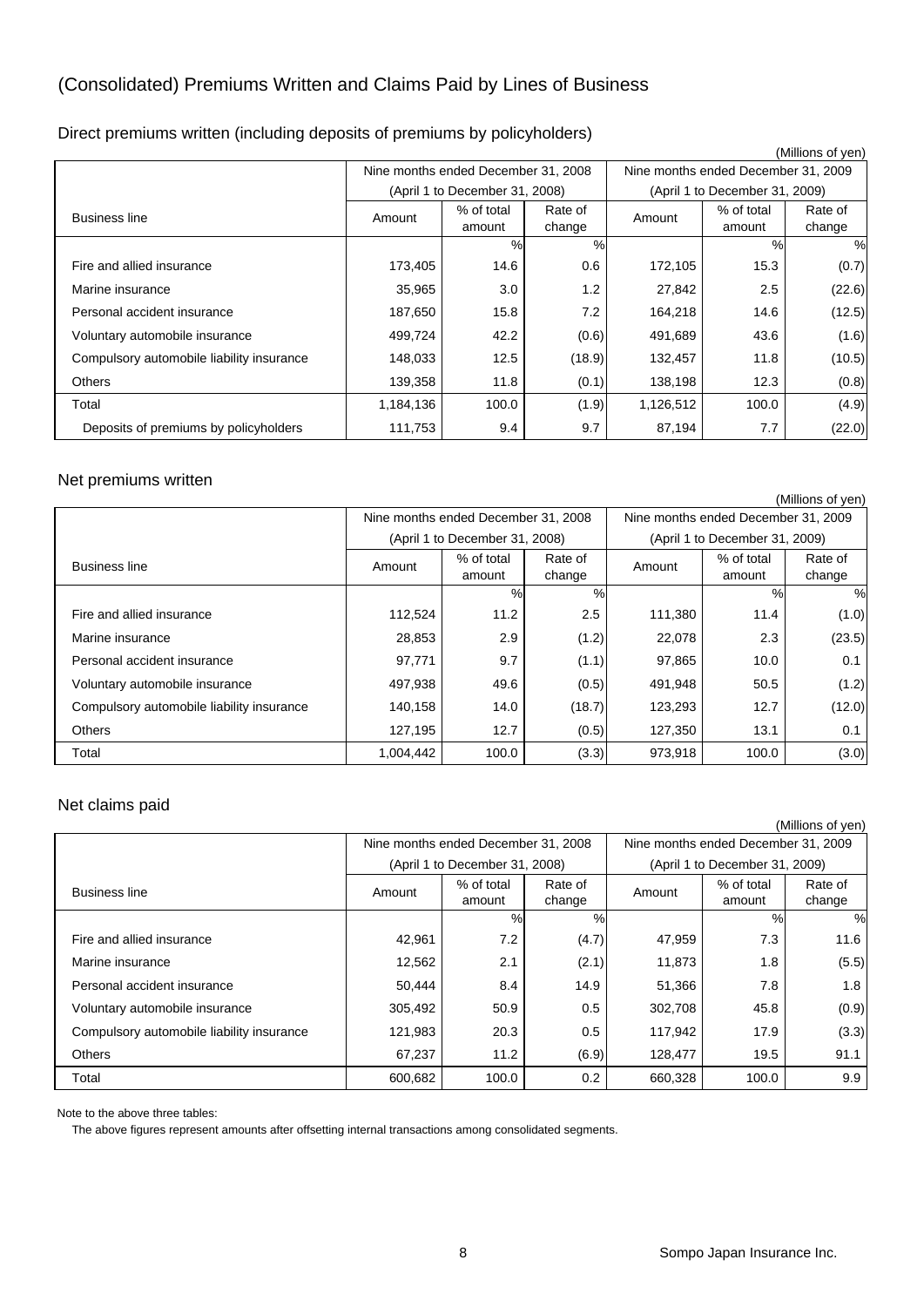# (Consolidated) Premiums Written and Claims Paid by Lines of Business

## Direct premiums written (including deposits of premiums by policyholders)

(Millions of yen)

| Business line | Nine months ended December 31, 2008 (April 1 to December 31, 2008) | | | Nine months ended December 31, 2009 (April 1 to December 31, 2009) | | |
|---|---|---|---|---|---|---|
| | Amount | % of total amount | Rate of change | Amount | % of total amount | Rate of change |
| | | % | % | | % | % |
| Fire and allied insurance | 173,405 | 14.6 | 0.6 | 172,105 | 15.3 | (0.7) |
| Marine insurance | 35,965 | 3.0 | 1.2 | 27,842 | 2.5 | (22.6) |
| Personal accident insurance | 187,650 | 15.8 | 7.2 | 164,218 | 14.6 | (12.5) |
| Voluntary automobile insurance | 499,724 | 42.2 | (0.6) | 491,689 | 43.6 | (1.6) |
| Compulsory automobile liability insurance | 148,033 | 12.5 | (18.9) | 132,457 | 11.8 | (10.5) |
| Others | 139,358 | 11.8 | (0.1) | 138,198 | 12.3 | (0.8) |
| Total | 1,184,136 | 100.0 | (1.9) | 1,126,512 | 100.0 | (4.9) |
| Deposits of premiums by policyholders | 111,753 | 9.4 | 9.7 | 87,194 | 7.7 | (22.0) |

## Net premiums written

(Millions of yen)

| Business line | Nine months ended December 31, 2008 (April 1 to December 31, 2008) | | | Nine months ended December 31, 2009 (April 1 to December 31, 2009) | | |
|---|---|---|---|---|---|---|
| | Amount | % of total amount | Rate of change | Amount | % of total amount | Rate of change |
| | | % | % | | % | % |
| Fire and allied insurance | 112,524 | 11.2 | 2.5 | 111,380 | 11.4 | (1.0) |
| Marine insurance | 28,853 | 2.9 | (1.2) | 22,078 | 2.3 | (23.5) |
| Personal accident insurance | 97,771 | 9.7 | (1.1) | 97,865 | 10.0 | 0.1 |
| Voluntary automobile insurance | 497,938 | 49.6 | (0.5) | 491,948 | 50.5 | (1.2) |
| Compulsory automobile liability insurance | 140,158 | 14.0 | (18.7) | 123,293 | 12.7 | (12.0) |
| Others | 127,195 | 12.7 | (0.5) | 127,350 | 13.1 | 0.1 |
| Total | 1,004,442 | 100.0 | (3.3) | 973,918 | 100.0 | (3.0) |

## Net claims paid

(Millions of yen)

| Business line | Nine months ended December 31, 2008 (April 1 to December 31, 2008) | | | Nine months ended December 31, 2009 (April 1 to December 31, 2009) | | |
|---|---|---|---|---|---|---|
| | Amount | % of total amount | Rate of change | Amount | % of total amount | Rate of change |
| | | % | % | | % | % |
| Fire and allied insurance | 42,961 | 7.2 | (4.7) | 47,959 | 7.3 | 11.6 |
| Marine insurance | 12,562 | 2.1 | (2.1) | 11,873 | 1.8 | (5.5) |
| Personal accident insurance | 50,444 | 8.4 | 14.9 | 51,366 | 7.8 | 1.8 |
| Voluntary automobile insurance | 305,492 | 50.9 | 0.5 | 302,708 | 45.8 | (0.9) |
| Compulsory automobile liability insurance | 121,983 | 20.3 | 0.5 | 117,942 | 17.9 | (3.3) |
| Others | 67,237 | 11.2 | (6.9) | 128,477 | 19.5 | 91.1 |
| Total | 600,682 | 100.0 | 0.2 | 660,328 | 100.0 | 9.9 |

Note to the above three tables:

The above figures represent amounts after offsetting internal transactions among consolidated segments.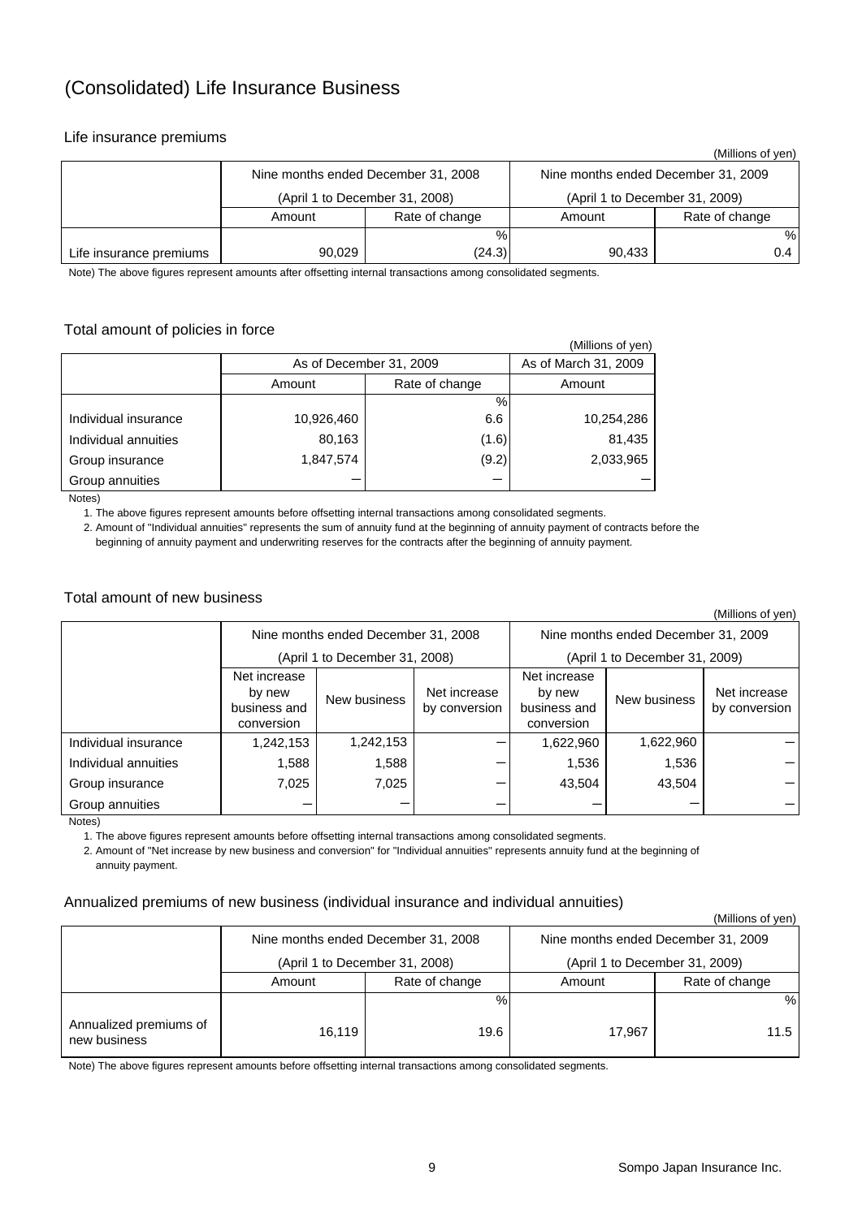# (Consolidated) Life Insurance Business

## Life insurance premiums

(Millions of yen)

| | Nine months ended December 31, 2008 (April 1 to December 31, 2008) | | Nine months ended December 31, 2009 (April 1 to December 31, 2009) | |
|---|---|---|---|---|
| | Amount | Rate of change | Amount | Rate of change |
| | | % | | % |
| Life insurance premiums | 90,029 | (24.3) | 90,433 | 0.4 |

Note) The above figures represent amounts after offsetting internal transactions among consolidated segments.

## Total amount of policies in force

(Millions of yen)

| | As of December 31, 2009 | | As of March 31, 2009 |
|---|---|---|---|
| | Amount | Rate of change | Amount |
| | | % | |
| Individual insurance | 10,926,460 | 6.6 | 10,254,286 |
| Individual annuities | 80,163 | (1.6) | 81,435 |
| Group insurance | 1,847,574 | (9.2) | 2,033,965 |
| Group annuities | — | — | — |

Notes)

1. The above figures represent amounts before offsetting internal transactions among consolidated segments.
2. Amount of "Individual annuities" represents the sum of annuity fund at the beginning of annuity payment of contracts before the beginning of annuity payment and underwriting reserves for the contracts after the beginning of annuity payment.

## Total amount of new business

(Millions of yen)

| | Nine months ended December 31, 2008 (April 1 to December 31, 2008) | | | Nine months ended December 31, 2009 (April 1 to December 31, 2009) | | |
|---|---|---|---|---|---|---|
| | Net increase by new business and conversion | New business | Net increase by conversion | Net increase by new business and conversion | New business | Net increase by conversion |
| Individual insurance | 1,242,153 | 1,242,153 | — | 1,622,960 | 1,622,960 | — |
| Individual annuities | 1,588 | 1,588 | — | 1,536 | 1,536 | — |
| Group insurance | 7,025 | 7,025 | — | 43,504 | 43,504 | — |
| Group annuities | — | — | — | — | — | — |

Notes)

1. The above figures represent amounts before offsetting internal transactions among consolidated segments.
2. Amount of "Net increase by new business and conversion" for "Individual annuities" represents annuity fund at the beginning of annuity payment.

## Annualized premiums of new business (individual insurance and individual annuities)

(Millions of yen)

| | Nine months ended December 31, 2008 (April 1 to December 31, 2008) | | Nine months ended December 31, 2009 (April 1 to December 31, 2009) | |
|---|---|---|---|---|
| | Amount | Rate of change | Amount | Rate of change |
| | | % | | % |
| Annualized premiums of new business | 16,119 | 19.6 | 17,967 | 11.5 |

Note) The above figures represent amounts before offsetting internal transactions among consolidated segments.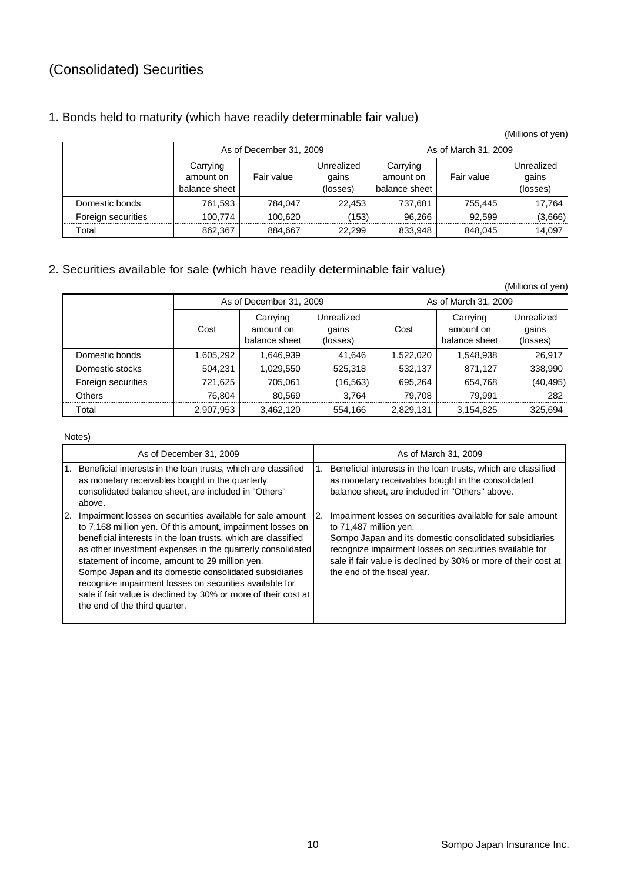# (Consolidated) Securities

## 1. Bonds held to maturity (which have readily determinable fair value)

(Millions of yen)

| | As of December 31, 2009 | | | As of March 31, 2009 | | |
|---|---|---|---|---|---|---|
| | Carrying amount on balance sheet | Fair value | Unrealized gains (losses) | Carrying amount on balance sheet | Fair value | Unrealized gains (losses) |
| Domestic bonds | 761,593 | 784,047 | 22,453 | 737,681 | 755,445 | 17,764 |
| Foreign securities | 100,774 | 100,620 | (153) | 96,266 | 92,599 | (3,666) |
| Total | 862,367 | 884,667 | 22,299 | 833,948 | 848,045 | 14,097 |

## 2. Securities available for sale (which have readily determinable fair value)

(Millions of yen)

| | As of December 31, 2009 | | | As of March 31, 2009 | | |
|---|---|---|---|---|---|---|
| | Cost | Carrying amount on balance sheet | Unrealized gains (losses) | Cost | Carrying amount on balance sheet | Unrealized gains (losses) |
| Domestic bonds | 1,605,292 | 1,646,939 | 41,646 | 1,522,020 | 1,548,938 | 26,917 |
| Domestic stocks | 504,231 | 1,029,550 | 525,318 | 532,137 | 871,127 | 338,990 |
| Foreign securities | 721,625 | 705,061 | (16,563) | 695,264 | 654,768 | (40,495) |
| Others | 76,804 | 80,569 | 3,764 | 79,708 | 79,991 | 282 |
| Total | 2,907,953 | 3,462,120 | 554,166 | 2,829,131 | 3,154,825 | 325,694 |

Notes)

| As of December 31, 2009 | As of March 31, 2009 |
|---|---|
| 1. Beneficial interests in the loan trusts, which are classified as monetary receivables bought in the quarterly consolidated balance sheet, are included in "Others" above.<br>2. Impairment losses on securities available for sale amount to 7,168 million yen. Of this amount, impairment losses on beneficial interests in the loan trusts, which are classified as other investment expenses in the quarterly consolidated statement of income, amount to 29 million yen.<br>Sompo Japan and its domestic consolidated subsidiaries recognize impairment losses on securities available for sale if fair value is declined by 30% or more of their cost at the end of the third quarter. | 1. Beneficial interests in the loan trusts, which are classified as monetary receivables bought in the consolidated balance sheet, are included in "Others" above.<br>2. Impairment losses on securities available for sale amount to 71,487 million yen.<br>Sompo Japan and its domestic consolidated subsidiaries recognize impairment losses on securities available for sale if fair value is declined by 30% or more of their cost at the end of the fiscal year. |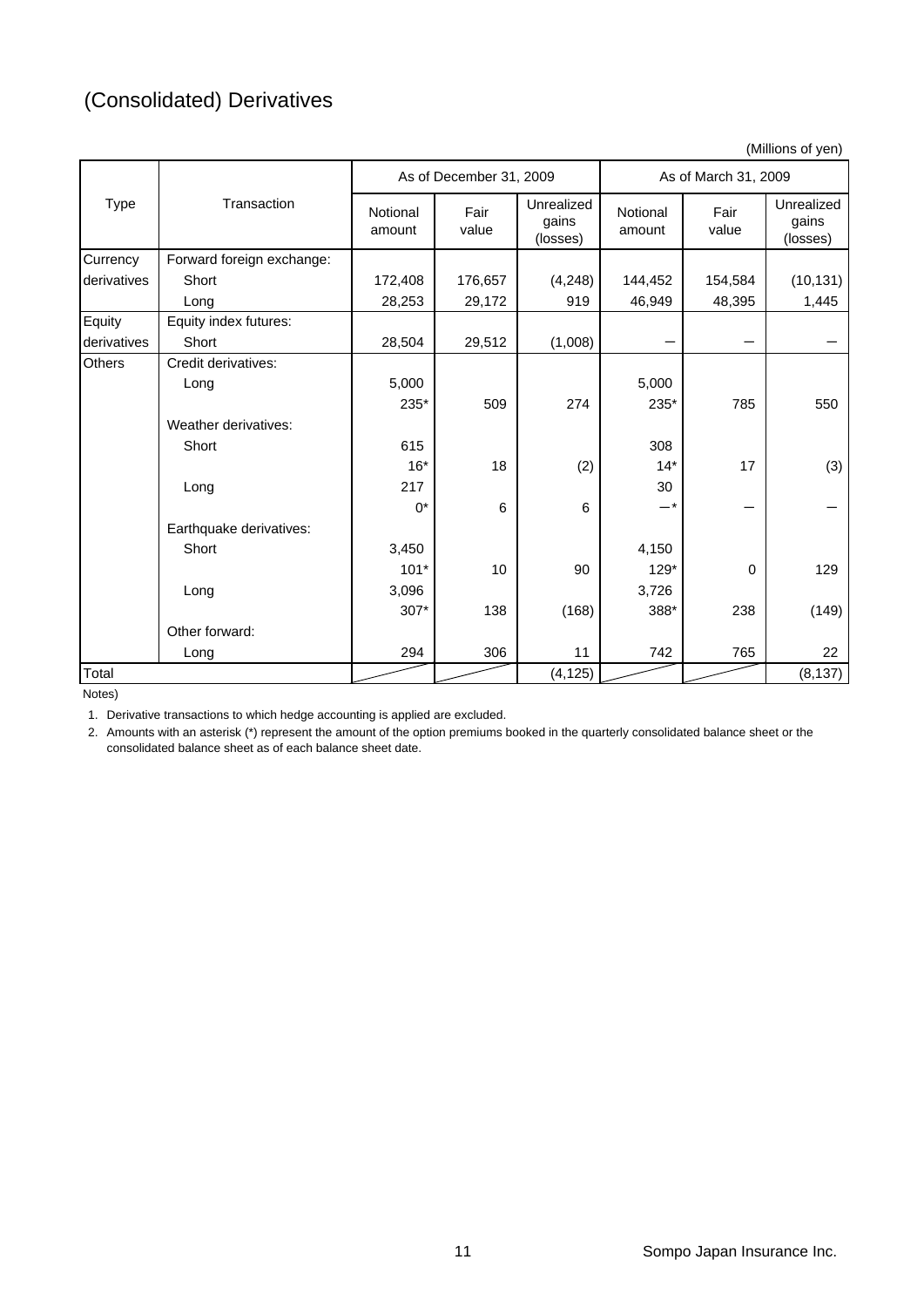# (Consolidated) Derivatives

(Millions of yen)

| Type | Transaction | As of December 31, 2009 | | | As of March 31, 2009 | | |
|---|---|---|---|---|---|---|---|
| | | Notional amount | Fair value | Unrealized gains (losses) | Notional amount | Fair value | Unrealized gains (losses) |
| Currency derivatives | Forward foreign exchange: | | | | | | |
| | Short | 172,408 | 176,657 | (4,248) | 144,452 | 154,584 | (10,131) |
| | Long | 28,253 | 29,172 | 919 | 46,949 | 48,395 | 1,445 |
| Equity derivatives | Equity index futures: | | | | | | |
| | Short | 28,504 | 29,512 | (1,008) | － | － | － |
| Others | Credit derivatives: | | | | | | |
| | Long | 5,000 | | | 5,000 | | |
| | | 235* | 509 | 274 | 235* | 785 | 550 |
| | Weather derivatives: | | | | | | |
| | Short | 615 | | | 308 | | |
| | | 16* | 18 | (2) | 14* | 17 | (3) |
| | Long | 217 | | | 30 | | |
| | | 0* | 6 | 6 | －* | － | － |
| | Earthquake derivatives: | | | | | | |
| | Short | 3,450 | | | 4,150 | | |
| | | 101* | 10 | 90 | 129* | 0 | 129 |
| | Long | 3,096 | | | 3,726 | | |
| | | 307* | 138 | (168) | 388* | 238 | (149) |
| | Other forward: | | | | | | |
| | Long | 294 | 306 | 11 | 742 | 765 | 22 |
| Total | | | | (4,125) | | | (8,137) |

Notes)

1. Derivative transactions to which hedge accounting is applied are excluded.
2. Amounts with an asterisk (*) represent the amount of the option premiums booked in the quarterly consolidated balance sheet or the consolidated balance sheet as of each balance sheet date.

Sompo Japan Insurance Inc.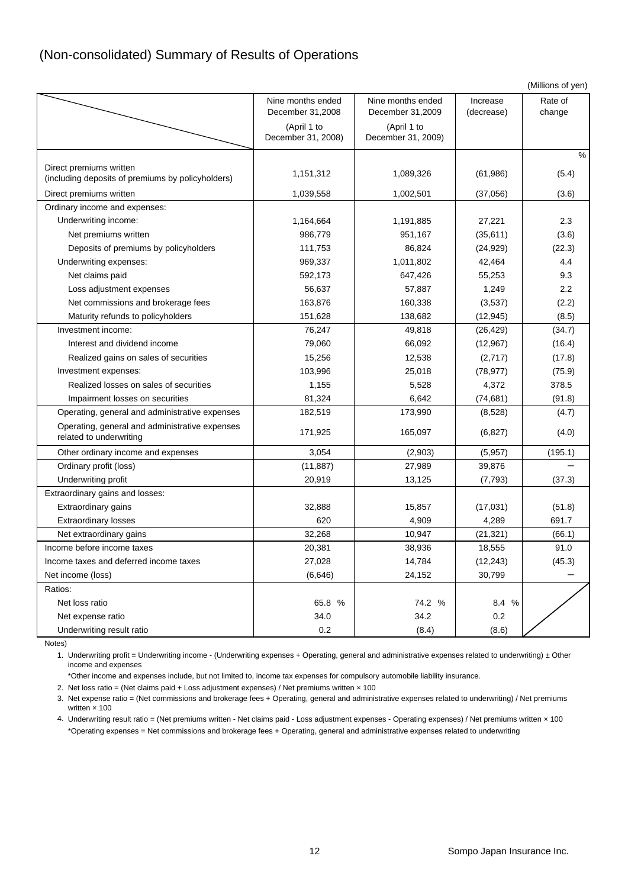## (Non-consolidated) Summary of Results of Operations

(Millions of yen)

| | Nine months ended December 31,2008 (April 1 to December 31, 2008) | Nine months ended December 31,2009 (April 1 to December 31, 2009) | Increase (decrease) | Rate of change |
|---|---|---|---|---|
| | | | | % |
| Direct premiums written (including deposits of premiums by policyholders) | 1,151,312 | 1,089,326 | (61,986) | (5.4) |
| Direct premiums written | 1,039,558 | 1,002,501 | (37,056) | (3.6) |
| Ordinary income and expenses: | | | | |
| Underwriting income: | 1,164,664 | 1,191,885 | 27,221 | 2.3 |
| Net premiums written | 986,779 | 951,167 | (35,611) | (3.6) |
| Deposits of premiums by policyholders | 111,753 | 86,824 | (24,929) | (22.3) |
| Underwriting expenses: | 969,337 | 1,011,802 | 42,464 | 4.4 |
| Net claims paid | 592,173 | 647,426 | 55,253 | 9.3 |
| Loss adjustment expenses | 56,637 | 57,887 | 1,249 | 2.2 |
| Net commissions and brokerage fees | 163,876 | 160,338 | (3,537) | (2.2) |
| Maturity refunds to policyholders | 151,628 | 138,682 | (12,945) | (8.5) |
| Investment income: | 76,247 | 49,818 | (26,429) | (34.7) |
| Interest and dividend income | 79,060 | 66,092 | (12,967) | (16.4) |
| Realized gains on sales of securities | 15,256 | 12,538 | (2,717) | (17.8) |
| Investment expenses: | 103,996 | 25,018 | (78,977) | (75.9) |
| Realized losses on sales of securities | 1,155 | 5,528 | 4,372 | 378.5 |
| Impairment losses on securities | 81,324 | 6,642 | (74,681) | (91.8) |
| Operating, general and administrative expenses | 182,519 | 173,990 | (8,528) | (4.7) |
| Operating, general and administrative expenses related to underwriting | 171,925 | 165,097 | (6,827) | (4.0) |
| Other ordinary income and expenses | 3,054 | (2,903) | (5,957) | (195.1) |
| Ordinary profit (loss) | (11,887) | 27,989 | 39,876 | － |
| Underwriting profit | 20,919 | 13,125 | (7,793) | (37.3) |
| Extraordinary gains and losses: | | | | |
| Extraordinary gains | 32,888 | 15,857 | (17,031) | (51.8) |
| Extraordinary losses | 620 | 4,909 | 4,289 | 691.7 |
| Net extraordinary gains | 32,268 | 10,947 | (21,321) | (66.1) |
| Income before income taxes | 20,381 | 38,936 | 18,555 | 91.0 |
| Income taxes and deferred income taxes | 27,028 | 14,784 | (12,243) | (45.3) |
| Net income (loss) | (6,646) | 24,152 | 30,799 | － |
| Ratios: | | | | |
| Net loss ratio | 65.8 % | 74.2 % | 8.4 % | |
| Net expense ratio | 34.0 | 34.2 | 0.2 | |
| Underwriting result ratio | 0.2 | (8.4) | (8.6) | |

Notes)

1. Underwriting profit = Underwriting income - (Underwriting expenses + Operating, general and administrative expenses related to underwriting) ± Other income and expenses

   *Other income and expenses include, but not limited to, income tax expenses for compulsory automobile liability insurance.

2. Net loss ratio = (Net claims paid + Loss adjustment expenses) / Net premiums written × 100
3. Net expense ratio = (Net commissions and brokerage fees + Operating, general and administrative expenses related to underwriting) / Net premiums written × 100
4. Underwriting result ratio = (Net premiums written - Net claims paid - Loss adjustment expenses - Operating expenses) / Net premiums written × 100

   *Operating expenses = Net commissions and brokerage fees + Operating, general and administrative expenses related to underwriting

Sompo Japan Insurance Inc.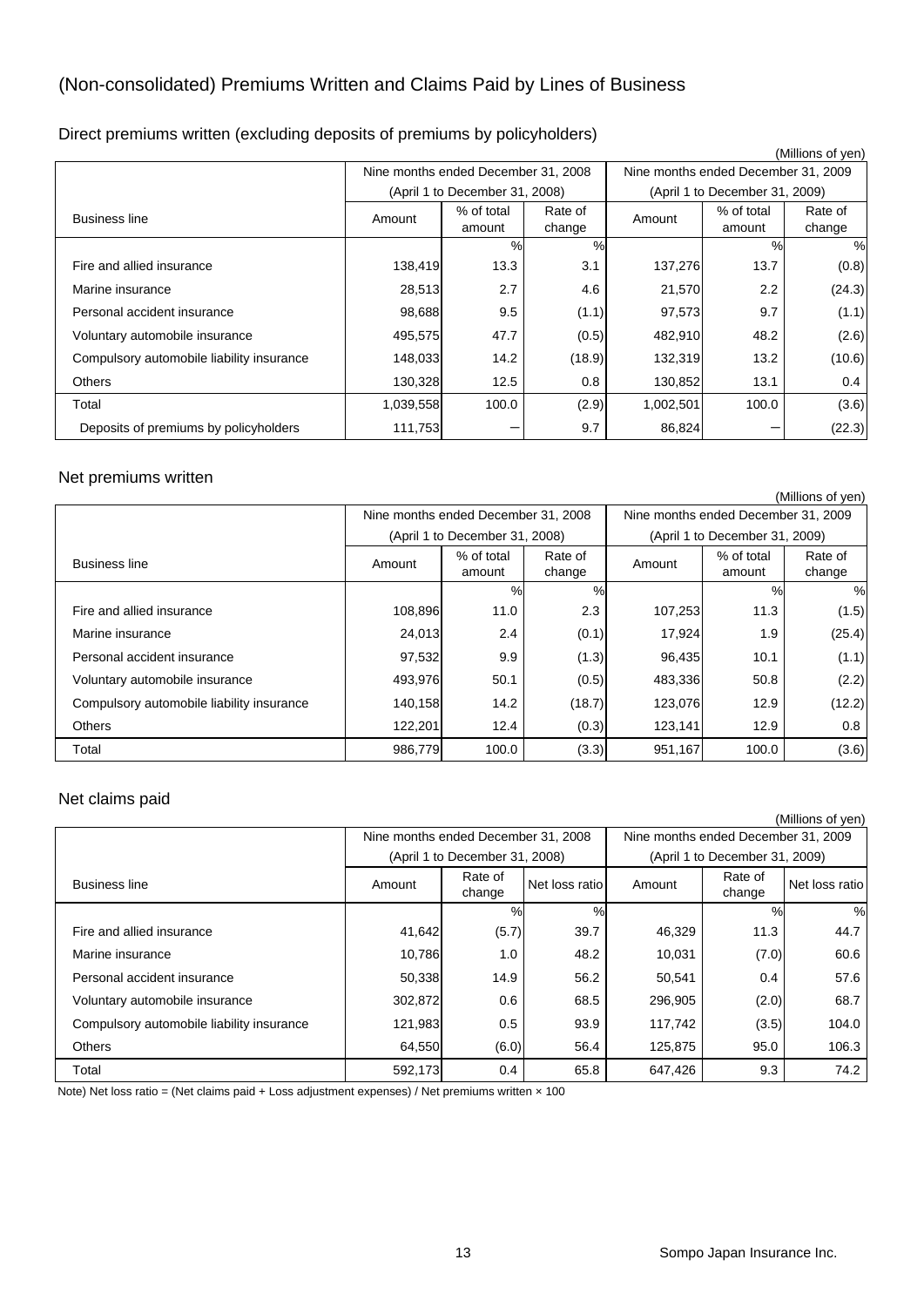# (Non-consolidated) Premiums Written and Claims Paid by Lines of Business

## Direct premiums written (excluding deposits of premiums by policyholders)

(Millions of yen)

| Business line | Nine months ended December 31, 2008 (April 1 to December 31, 2008) | | | Nine months ended December 31, 2009 (April 1 to December 31, 2009) | | |
|---|---|---|---|---|---|---|
| | Amount | % of total amount | Rate of change | Amount | % of total amount | Rate of change |
| | | % | % | | % | % |
| Fire and allied insurance | 138,419 | 13.3 | 3.1 | 137,276 | 13.7 | (0.8) |
| Marine insurance | 28,513 | 2.7 | 4.6 | 21,570 | 2.2 | (24.3) |
| Personal accident insurance | 98,688 | 9.5 | (1.1) | 97,573 | 9.7 | (1.1) |
| Voluntary automobile insurance | 495,575 | 47.7 | (0.5) | 482,910 | 48.2 | (2.6) |
| Compulsory automobile liability insurance | 148,033 | 14.2 | (18.9) | 132,319 | 13.2 | (10.6) |
| Others | 130,328 | 12.5 | 0.8 | 130,852 | 13.1 | 0.4 |
| Total | 1,039,558 | 100.0 | (2.9) | 1,002,501 | 100.0 | (3.6) |
| Deposits of premiums by policyholders | 111,753 | ― | 9.7 | 86,824 | ― | (22.3) |

## Net premiums written

(Millions of yen)

| Business line | Nine months ended December 31, 2008 (April 1 to December 31, 2008) | | | Nine months ended December 31, 2009 (April 1 to December 31, 2009) | | |
|---|---|---|---|---|---|---|
| | Amount | % of total amount | Rate of change | Amount | % of total amount | Rate of change |
| | | % | % | | % | % |
| Fire and allied insurance | 108,896 | 11.0 | 2.3 | 107,253 | 11.3 | (1.5) |
| Marine insurance | 24,013 | 2.4 | (0.1) | 17,924 | 1.9 | (25.4) |
| Personal accident insurance | 97,532 | 9.9 | (1.3) | 96,435 | 10.1 | (1.1) |
| Voluntary automobile insurance | 493,976 | 50.1 | (0.5) | 483,336 | 50.8 | (2.2) |
| Compulsory automobile liability insurance | 140,158 | 14.2 | (18.7) | 123,076 | 12.9 | (12.2) |
| Others | 122,201 | 12.4 | (0.3) | 123,141 | 12.9 | 0.8 |
| Total | 986,779 | 100.0 | (3.3) | 951,167 | 100.0 | (3.6) |

## Net claims paid

(Millions of yen)

| Business line | Nine months ended December 31, 2008 (April 1 to December 31, 2008) | | | Nine months ended December 31, 2009 (April 1 to December 31, 2009) | | |
|---|---|---|---|---|---|---|
| | Amount | Rate of change | Net loss ratio | Amount | Rate of change | Net loss ratio |
| | | % | % | | % | % |
| Fire and allied insurance | 41,642 | (5.7) | 39.7 | 46,329 | 11.3 | 44.7 |
| Marine insurance | 10,786 | 1.0 | 48.2 | 10,031 | (7.0) | 60.6 |
| Personal accident insurance | 50,338 | 14.9 | 56.2 | 50,541 | 0.4 | 57.6 |
| Voluntary automobile insurance | 302,872 | 0.6 | 68.5 | 296,905 | (2.0) | 68.7 |
| Compulsory automobile liability insurance | 121,983 | 0.5 | 93.9 | 117,742 | (3.5) | 104.0 |
| Others | 64,550 | (6.0) | 56.4 | 125,875 | 95.0 | 106.3 |
| Total | 592,173 | 0.4 | 65.8 | 647,426 | 9.3 | 74.2 |

Note) Net loss ratio = (Net claims paid + Loss adjustment expenses) / Net premiums written × 100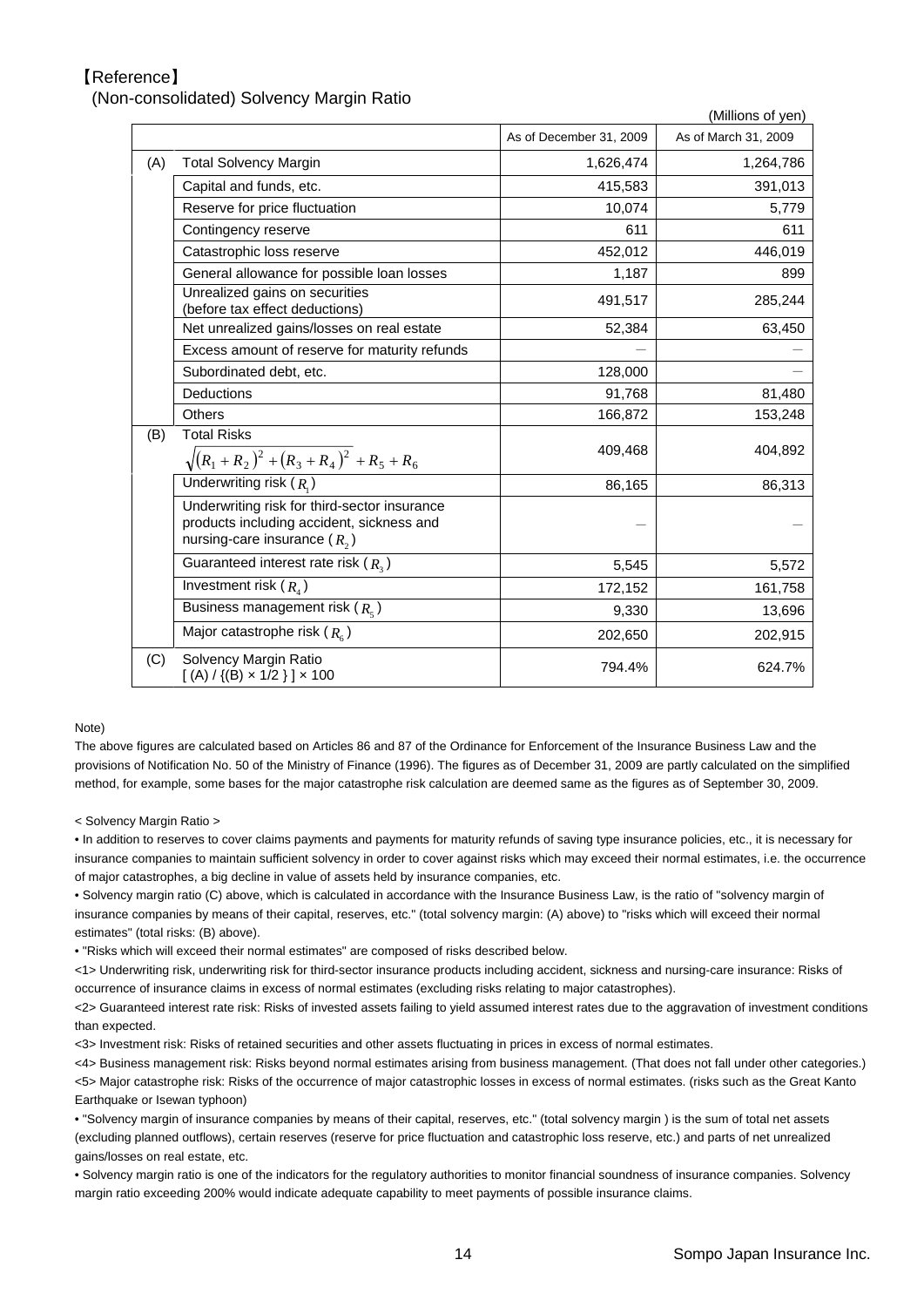【Reference】

(Non-consolidated) Solvency Margin Ratio

(Millions of yen)

| | | As of December 31, 2009 | As of March 31, 2009 |
|---|---|---|---|
| (A) | Total Solvency Margin | 1,626,474 | 1,264,786 |
| | Capital and funds, etc. | 415,583 | 391,013 |
| | Reserve for price fluctuation | 10,074 | 5,779 |
| | Contingency reserve | 611 | 611 |
| | Catastrophic loss reserve | 452,012 | 446,019 |
| | General allowance for possible loan losses | 1,187 | 899 |
| | Unrealized gains on securities (before tax effect deductions) | 491,517 | 285,244 |
| | Net unrealized gains/losses on real estate | 52,384 | 63,450 |
| | Excess amount of reserve for maturity refunds | — | — |
| | Subordinated debt, etc. | 128,000 | — |
| | Deductions | 91,768 | 81,480 |
| | Others | 166,872 | 153,248 |
| (B) | Total Risks $\sqrt{(R_1 + R_2)^2 + (R_3 + R_4)^2} + R_5 + R_6$ | 409,468 | 404,892 |
| | Underwriting risk ( $R_1$ ) | 86,165 | 86,313 |
| | Underwriting risk for third-sector insurance products including accident, sickness and nursing-care insurance ( $R_2$ ) | — | — |
| | Guaranteed interest rate risk ( $R_3$ ) | 5,545 | 5,572 |
| | Investment risk ( $R_4$ ) | 172,152 | 161,758 |
| | Business management risk ( $R_5$ ) | 9,330 | 13,696 |
| | Major catastrophe risk ( $R_6$ ) | 202,650 | 202,915 |
| (C) | Solvency Margin Ratio [ (A) / {(B) × 1/2 } ] × 100 | 794.4% | 624.7% |

Note)

The above figures are calculated based on Articles 86 and 87 of the Ordinance for Enforcement of the Insurance Business Law and the provisions of Notification No. 50 of the Ministry of Finance (1996). The figures as of December 31, 2009 are partly calculated on the simplified method, for example, some bases for the major catastrophe risk calculation are deemed same as the figures as of September 30, 2009.

< Solvency Margin Ratio >

• In addition to reserves to cover claims payments and payments for maturity refunds of saving type insurance policies, etc., it is necessary for insurance companies to maintain sufficient solvency in order to cover against risks which may exceed their normal estimates, i.e. the occurrence of major catastrophes, a big decline in value of assets held by insurance companies, etc.

• Solvency margin ratio (C) above, which is calculated in accordance with the Insurance Business Law, is the ratio of "solvency margin of insurance companies by means of their capital, reserves, etc." (total solvency margin: (A) above) to "risks which will exceed their normal estimates" (total risks: (B) above).

• "Risks which will exceed their normal estimates" are composed of risks described below.

<1> Underwriting risk, underwriting risk for third-sector insurance products including accident, sickness and nursing-care insurance: Risks of occurrence of insurance claims in excess of normal estimates (excluding risks relating to major catastrophes).

<2> Guaranteed interest rate risk: Risks of invested assets failing to yield assumed interest rates due to the aggravation of investment conditions than expected.

<3> Investment risk: Risks of retained securities and other assets fluctuating in prices in excess of normal estimates.

<4> Business management risk: Risks beyond normal estimates arising from business management. (That does not fall under other categories.)

<5> Major catastrophe risk: Risks of the occurrence of major catastrophic losses in excess of normal estimates. (risks such as the Great Kanto Earthquake or Isewan typhoon)

• "Solvency margin of insurance companies by means of their capital, reserves, etc." (total solvency margin ) is the sum of total net assets (excluding planned outflows), certain reserves (reserve for price fluctuation and catastrophic loss reserve, etc.) and parts of net unrealized gains/losses on real estate, etc.

• Solvency margin ratio is one of the indicators for the regulatory authorities to monitor financial soundness of insurance companies. Solvency margin ratio exceeding 200% would indicate adequate capability to meet payments of possible insurance claims.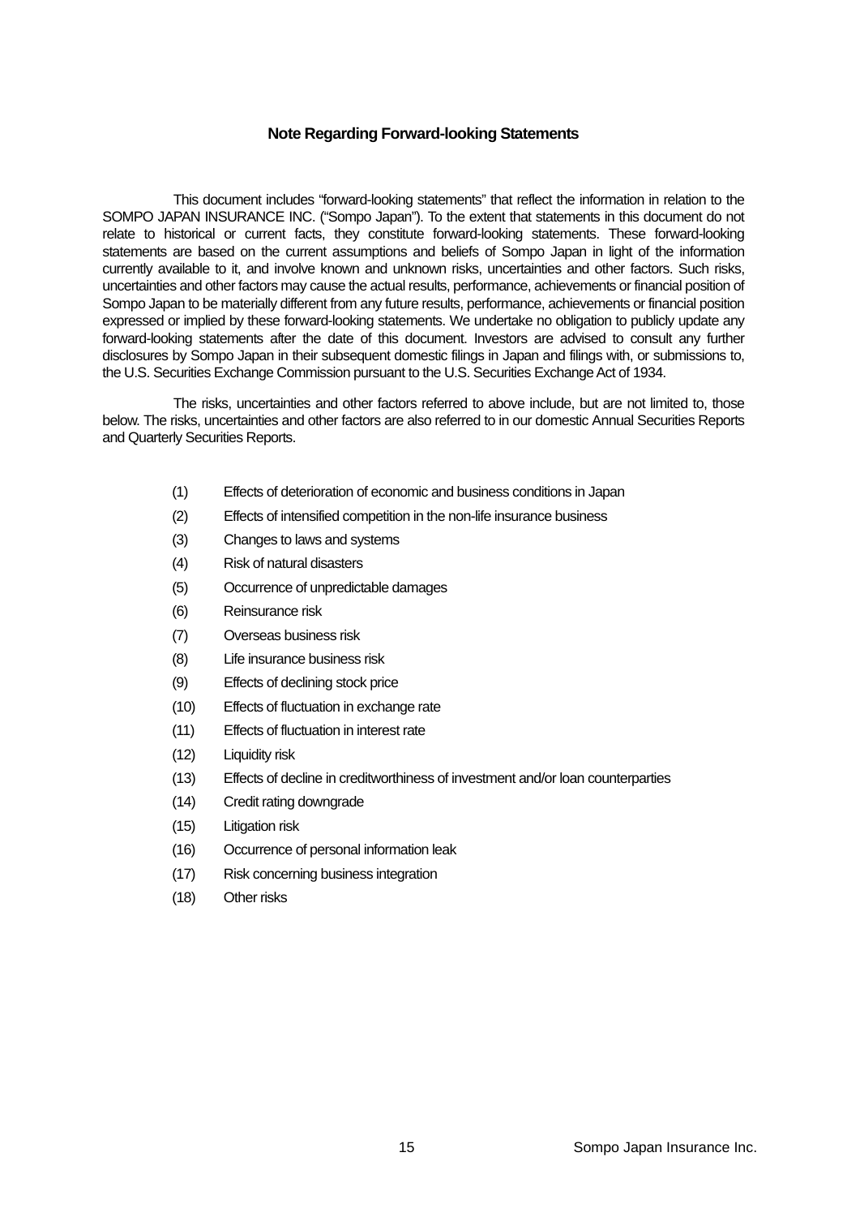## Note Regarding Forward-looking Statements

This document includes "forward-looking statements" that reflect the information in relation to the SOMPO JAPAN INSURANCE INC. ("Sompo Japan"). To the extent that statements in this document do not relate to historical or current facts, they constitute forward-looking statements. These forward-looking statements are based on the current assumptions and beliefs of Sompo Japan in light of the information currently available to it, and involve known and unknown risks, uncertainties and other factors. Such risks, uncertainties and other factors may cause the actual results, performance, achievements or financial position of Sompo Japan to be materially different from any future results, performance, achievements or financial position expressed or implied by these forward-looking statements. We undertake no obligation to publicly update any forward-looking statements after the date of this document. Investors are advised to consult any further disclosures by Sompo Japan in their subsequent domestic filings in Japan and filings with, or submissions to, the U.S. Securities Exchange Commission pursuant to the U.S. Securities Exchange Act of 1934.

The risks, uncertainties and other factors referred to above include, but are not limited to, those below. The risks, uncertainties and other factors are also referred to in our domestic Annual Securities Reports and Quarterly Securities Reports.

(1) Effects of deterioration of economic and business conditions in Japan
(2) Effects of intensified competition in the non-life insurance business
(3) Changes to laws and systems
(4) Risk of natural disasters
(5) Occurrence of unpredictable damages
(6) Reinsurance risk
(7) Overseas business risk
(8) Life insurance business risk
(9) Effects of declining stock price
(10) Effects of fluctuation in exchange rate
(11) Effects of fluctuation in interest rate
(12) Liquidity risk
(13) Effects of decline in creditworthiness of investment and/or loan counterparties
(14) Credit rating downgrade
(15) Litigation risk
(16) Occurrence of personal information leak
(17) Risk concerning business integration
(18) Other risks